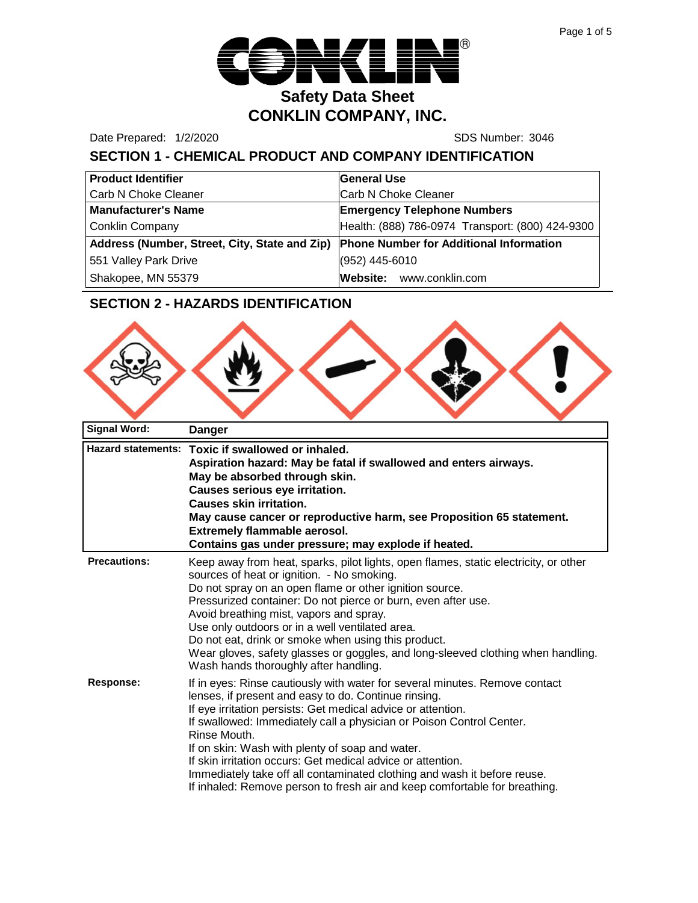# Safety Data Sheet

# CONKLIN COMPANY, INC.

Date Prepared: 1/2/2020 SDS Number: 3046

## SECTION 1 - CHEMICAL PRODUCT AND COMPANY IDENTIFICATION

| | |
|---|---|
| **Product Identifier** | **General Use** |
| Carb N Choke Cleaner | Carb N Choke Cleaner |
| **Manufacturer's Name** | **Emergency Telephone Numbers** |
| Conklin Company | Health: (888) 786-0974 Transport: (800) 424-9300 |
| **Address (Number, Street, City, State and Zip)** | **Phone Number for Additional Information** |
| 551 Valley Park Drive | (952) 445-6010 |
| Shakopee, MN 55379 | **Website:** www.conklin.com |

## SECTION 2 - HAZARDS IDENTIFICATION

| | |
|---|---|
| **Signal Word:** | **Danger** |
| **Hazard statements:** | **Toxic if swallowed or inhaled.**<br>**Aspiration hazard: May be fatal if swallowed and enters airways.**<br>**May be absorbed through skin.**<br>**Causes serious eye irritation.**<br>**Causes skin irritation.**<br>**May cause cancer or reproductive harm, see Proposition 65 statement.**<br>**Extremely flammable aerosol.**<br>**Contains gas under pressure; may explode if heated.** |
| **Precautions:** | Keep away from heat, sparks, pilot lights, open flames, static electricity, or other sources of heat or ignition. - No smoking.<br>Do not spray on an open flame or other ignition source.<br>Pressurized container: Do not pierce or burn, even after use.<br>Avoid breathing mist, vapors and spray.<br>Use only outdoors or in a well ventilated area.<br>Do not eat, drink or smoke when using this product.<br>Wear gloves, safety glasses or goggles, and long-sleeved clothing when handling.<br>Wash hands thoroughly after handling. |
| **Response:** | If in eyes: Rinse cautiously with water for several minutes. Remove contact lenses, if present and easy to do. Continue rinsing.<br>If eye irritation persists: Get medical advice or attention.<br>If swallowed: Immediately call a physician or Poison Control Center.<br>Rinse Mouth.<br>If on skin: Wash with plenty of soap and water.<br>If skin irritation occurs: Get medical advice or attention.<br>Immediately take off all contaminated clothing and wash it before reuse.<br>If inhaled: Remove person to fresh air and keep comfortable for breathing. |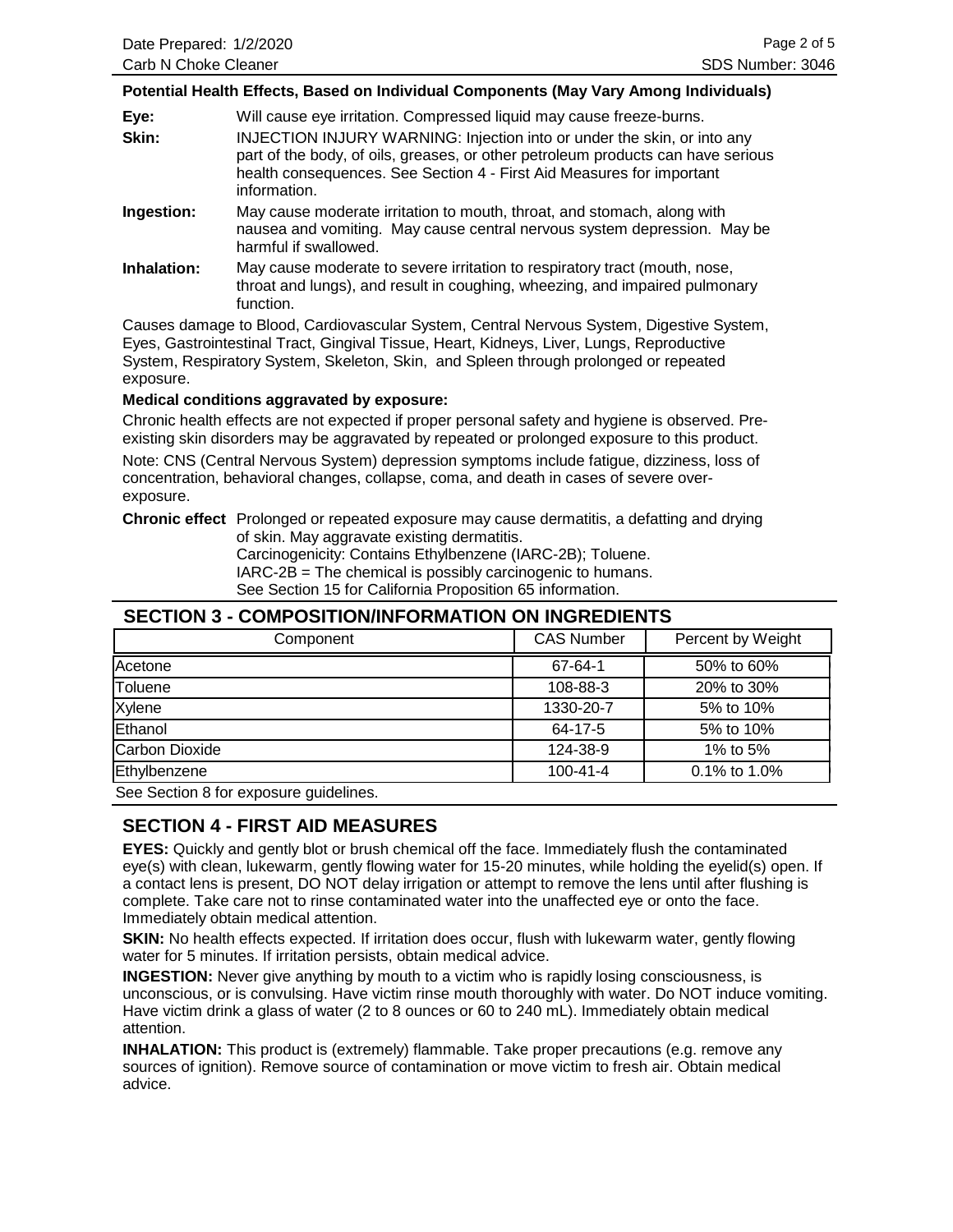**Potential Health Effects, Based on Individual Components (May Vary Among Individuals)**

**Eye:** Will cause eye irritation. Compressed liquid may cause freeze-burns.

**Skin:** INJECTION INJURY WARNING: Injection into or under the skin, or into any part of the body, of oils, greases, or other petroleum products can have serious health consequences. See Section 4 - First Aid Measures for important information.

**Ingestion:** May cause moderate irritation to mouth, throat, and stomach, along with nausea and vomiting. May cause central nervous system depression. May be harmful if swallowed.

**Inhalation:** May cause moderate to severe irritation to respiratory tract (mouth, nose, throat and lungs), and result in coughing, wheezing, and impaired pulmonary function.

Causes damage to Blood, Cardiovascular System, Central Nervous System, Digestive System, Eyes, Gastrointestinal Tract, Gingival Tissue, Heart, Kidneys, Liver, Lungs, Reproductive System, Respiratory System, Skeleton, Skin, and Spleen through prolonged or repeated exposure.

**Medical conditions aggravated by exposure:**

Chronic health effects are not expected if proper personal safety and hygiene is observed. Pre-existing skin disorders may be aggravated by repeated or prolonged exposure to this product.

Note: CNS (Central Nervous System) depression symptoms include fatigue, dizziness, loss of concentration, behavioral changes, collapse, coma, and death in cases of severe over-exposure.

**Chronic effect** Prolonged or repeated exposure may cause dermatitis, a defatting and drying of skin. May aggravate existing dermatitis.
Carcinogenicity: Contains Ethylbenzene (IARC-2B); Toluene.
IARC-2B = The chemical is possibly carcinogenic to humans.
See Section 15 for California Proposition 65 information.

## SECTION 3 - COMPOSITION/INFORMATION ON INGREDIENTS

| Component | CAS Number | Percent by Weight |
|---|---|---|
| Acetone | 67-64-1 | 50% to 60% |
| Toluene | 108-88-3 | 20% to 30% |
| Xylene | 1330-20-7 | 5% to 10% |
| Ethanol | 64-17-5 | 5% to 10% |
| Carbon Dioxide | 124-38-9 | 1% to 5% |
| Ethylbenzene | 100-41-4 | 0.1% to 1.0% |

See Section 8 for exposure guidelines.

## SECTION 4 - FIRST AID MEASURES

**EYES:** Quickly and gently blot or brush chemical off the face. Immediately flush the contaminated eye(s) with clean, lukewarm, gently flowing water for 15-20 minutes, while holding the eyelid(s) open. If a contact lens is present, DO NOT delay irrigation or attempt to remove the lens until after flushing is complete. Take care not to rinse contaminated water into the unaffected eye or onto the face. Immediately obtain medical attention.

**SKIN:** No health effects expected. If irritation does occur, flush with lukewarm water, gently flowing water for 5 minutes. If irritation persists, obtain medical advice.

**INGESTION:** Never give anything by mouth to a victim who is rapidly losing consciousness, is unconscious, or is convulsing. Have victim rinse mouth thoroughly with water. Do NOT induce vomiting. Have victim drink a glass of water (2 to 8 ounces or 60 to 240 mL). Immediately obtain medical attention.

**INHALATION:** This product is (extremely) flammable. Take proper precautions (e.g. remove any sources of ignition). Remove source of contamination or move victim to fresh air. Obtain medical advice.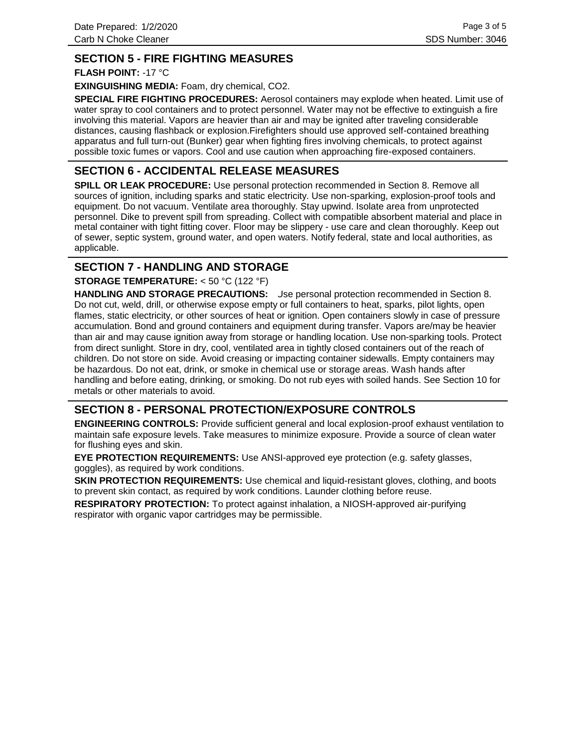## SECTION 5 - FIRE FIGHTING MEASURES

**FLASH POINT:** -17 °C

**EXINGUISHING MEDIA:** Foam, dry chemical, $CO_2$.

**SPECIAL FIRE FIGHTING PROCEDURES:** Aerosol containers may explode when heated. Limit use of water spray to cool containers and to protect personnel. Water may not be effective to extinguish a fire involving this material. Vapors are heavier than air and may be ignited after traveling considerable distances, causing flashback or explosion.Firefighters should use approved self-contained breathing apparatus and full turn-out (Bunker) gear when fighting fires involving chemicals, to protect against possible toxic fumes or vapors. Cool and use caution when approaching fire-exposed containers.

## SECTION 6 - ACCIDENTAL RELEASE MEASURES

**SPILL OR LEAK PROCEDURE:** Use personal protection recommended in Section 8. Remove all sources of ignition, including sparks and static electricity. Use non-sparking, explosion-proof tools and equipment. Do not vacuum. Ventilate area thoroughly. Stay upwind. Isolate area from unprotected personnel. Dike to prevent spill from spreading. Collect with compatible absorbent material and place in metal container with tight fitting cover. Floor may be slippery - use care and clean thoroughly. Keep out of sewer, septic system, ground water, and open waters. Notify federal, state and local authorities, as applicable.

## SECTION 7 - HANDLING AND STORAGE

**STORAGE TEMPERATURE:** < 50 °C (122 °F)

**HANDLING AND STORAGE PRECAUTIONS:** Use personal protection recommended in Section 8. Do not cut, weld, drill, or otherwise expose empty or full containers to heat, sparks, pilot lights, open flames, static electricity, or other sources of heat or ignition. Open containers slowly in case of pressure accumulation. Bond and ground containers and equipment during transfer. Vapors are/may be heavier than air and may cause ignition away from storage or handling location. Use non-sparking tools. Protect from direct sunlight. Store in dry, cool, ventilated area in tightly closed containers out of the reach of children. Do not store on side. Avoid creasing or impacting container sidewalls. Empty containers may be hazardous. Do not eat, drink, or smoke in chemical use or storage areas. Wash hands after handling and before eating, drinking, or smoking. Do not rub eyes with soiled hands. See Section 10 for metals or other materials to avoid.

## SECTION 8 - PERSONAL PROTECTION/EXPOSURE CONTROLS

**ENGINEERING CONTROLS:** Provide sufficient general and local explosion-proof exhaust ventilation to maintain safe exposure levels. Take measures to minimize exposure. Provide a source of clean water for flushing eyes and skin.

**EYE PROTECTION REQUIREMENTS:** Use ANSI-approved eye protection (e.g. safety glasses, goggles), as required by work conditions.

**SKIN PROTECTION REQUIREMENTS:** Use chemical and liquid-resistant gloves, clothing, and boots to prevent skin contact, as required by work conditions. Launder clothing before reuse.

**RESPIRATORY PROTECTION:** To protect against inhalation, a NIOSH-approved air-purifying respirator with organic vapor cartridges may be permissible.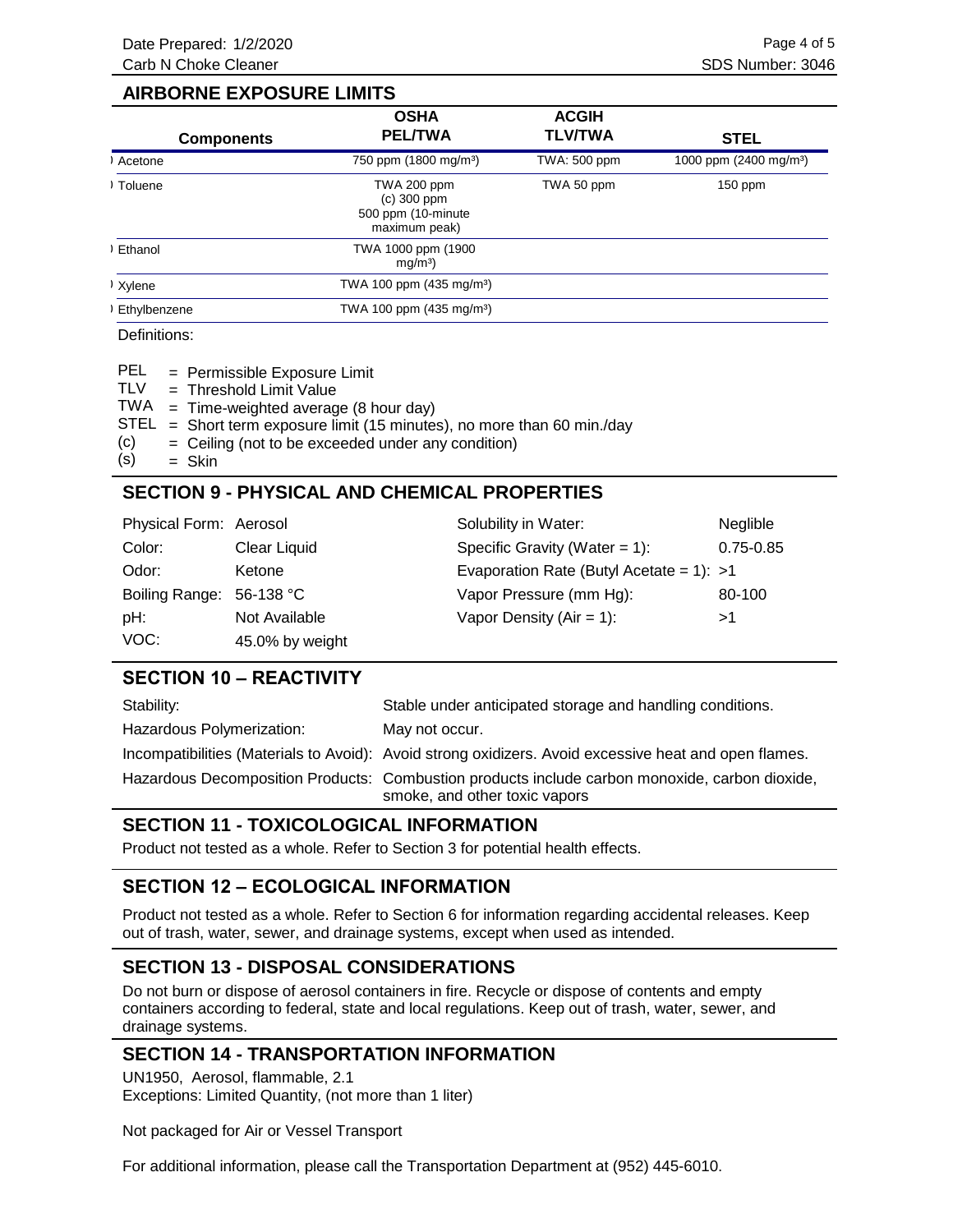## AIRBORNE EXPOSURE LIMITS

| Components | OSHA PEL/TWA | ACGIH TLV/TWA | STEL |
|---|---|---|---|
| Acetone | 750 ppm (1800 mg/m³) | TWA: 500 ppm | 1000 ppm (2400 mg/m³) |
| Toluene | TWA 200 ppm (c) 300 ppm 500 ppm (10-minute maximum peak) | TWA 50 ppm | 150 ppm |
| Ethanol | TWA 1000 ppm (1900 mg/m³) | | |
| Xylene | TWA 100 ppm (435 mg/m³) | | |
| Ethylbenzene | TWA 100 ppm (435 mg/m³) | | |

Definitions:

- PEL = Permissible Exposure Limit
- TLV = Threshold Limit Value
- TWA = Time-weighted average (8 hour day)
- STEL = Short term exposure limit (15 minutes), no more than 60 min./day
- (c) = Ceiling (not to be exceeded under any condition)
- (s) = Skin

## SECTION 9 - PHYSICAL AND CHEMICAL PROPERTIES

| | | | |
|---|---|---|---|
| Physical Form: | Aerosol | Solubility in Water: | Neglible |
| Color: | Clear Liquid | Specific Gravity (Water = 1): | 0.75-0.85 |
| Odor: | Ketone | Evaporation Rate (Butyl Acetate = 1): | >1 |
| Boiling Range: | 56-138 °C | Vapor Pressure (mm Hg): | 80-100 |
| pH: | Not Available | Vapor Density (Air = 1): | >1 |
| VOC: | 45.0% by weight | | |

## SECTION 10 – REACTIVITY

| | |
|---|---|
| Stability: | Stable under anticipated storage and handling conditions. |
| Hazardous Polymerization: | May not occur. |
| Incompatibilities (Materials to Avoid): | Avoid strong oxidizers. Avoid excessive heat and open flames. |
| Hazardous Decomposition Products: | Combustion products include carbon monoxide, carbon dioxide, smoke, and other toxic vapors |

## SECTION 11 - TOXICOLOGICAL INFORMATION

Product not tested as a whole. Refer to Section 3 for potential health effects.

## SECTION 12 – ECOLOGICAL INFORMATION

Product not tested as a whole. Refer to Section 6 for information regarding accidental releases. Keep out of trash, water, sewer, and drainage systems, except when used as intended.

## SECTION 13 - DISPOSAL CONSIDERATIONS

Do not burn or dispose of aerosol containers in fire. Recycle or dispose of contents and empty containers according to federal, state and local regulations. Keep out of trash, water, sewer, and drainage systems.

## SECTION 14 - TRANSPORTATION INFORMATION

UN1950, Aerosol, flammable, 2.1
Exceptions: Limited Quantity, (not more than 1 liter)

Not packaged for Air or Vessel Transport

For additional information, please call the Transportation Department at (952) 445-6010.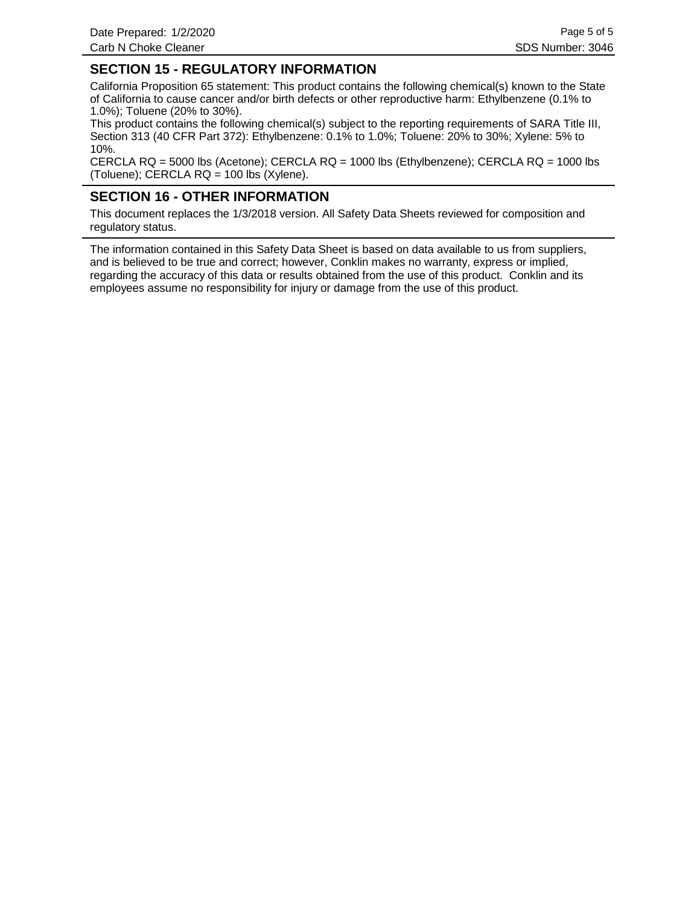## SECTION 15 - REGULATORY INFORMATION

California Proposition 65 statement: This product contains the following chemical(s) known to the State of California to cause cancer and/or birth defects or other reproductive harm: Ethylbenzene (0.1% to 1.0%); Toluene (20% to 30%).
This product contains the following chemical(s) subject to the reporting requirements of SARA Title III, Section 313 (40 CFR Part 372): Ethylbenzene: 0.1% to 1.0%; Toluene: 20% to 30%; Xylene: 5% to 10%.
CERCLA RQ = 5000 lbs (Acetone); CERCLA RQ = 1000 lbs (Ethylbenzene); CERCLA RQ = 1000 lbs (Toluene); CERCLA RQ = 100 lbs (Xylene).

## SECTION 16 - OTHER INFORMATION

This document replaces the 1/3/2018 version. All Safety Data Sheets reviewed for composition and regulatory status.

The information contained in this Safety Data Sheet is based on data available to us from suppliers, and is believed to be true and correct; however, Conklin makes no warranty, express or implied, regarding the accuracy of this data or results obtained from the use of this product. Conklin and its employees assume no responsibility for injury or damage from the use of this product.